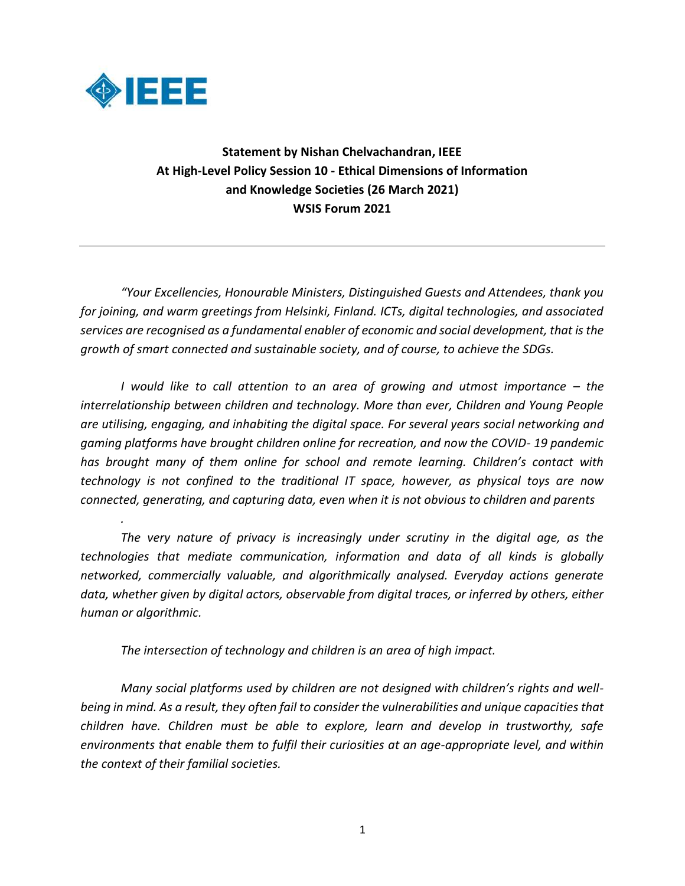**Statement by Nishan Chelvachandran, IEEE**
**At High-Level Policy Session 10 - Ethical Dimensions of Information and Knowledge Societies (26 March 2021)**
**WSIS Forum 2021**

---

*"Your Excellencies, Honourable Ministers, Distinguished Guests and Attendees, thank you for joining, and warm greetings from Helsinki, Finland. ICTs, digital technologies, and associated services are recognised as a fundamental enabler of economic and social development, that is the growth of smart connected and sustainable society, and of course, to achieve the SDGs.*

*I would like to call attention to an area of growing and utmost importance – the interrelationship between children and technology. More than ever, Children and Young People are utilising, engaging, and inhabiting the digital space. For several years social networking and gaming platforms have brought children online for recreation, and now the COVID- 19 pandemic has brought many of them online for school and remote learning. Children's contact with technology is not confined to the traditional IT space, however, as physical toys are now connected, generating, and capturing data, even when it is not obvious to children and parents*

*.*

*The very nature of privacy is increasingly under scrutiny in the digital age, as the technologies that mediate communication, information and data of all kinds is globally networked, commercially valuable, and algorithmically analysed. Everyday actions generate data, whether given by digital actors, observable from digital traces, or inferred by others, either human or algorithmic.*

*The intersection of technology and children is an area of high impact.*

*Many social platforms used by children are not designed with children's rights and well-being in mind. As a result, they often fail to consider the vulnerabilities and unique capacities that children have. Children must be able to explore, learn and develop in trustworthy, safe environments that enable them to fulfil their curiosities at an age-appropriate level, and within the context of their familial societies.*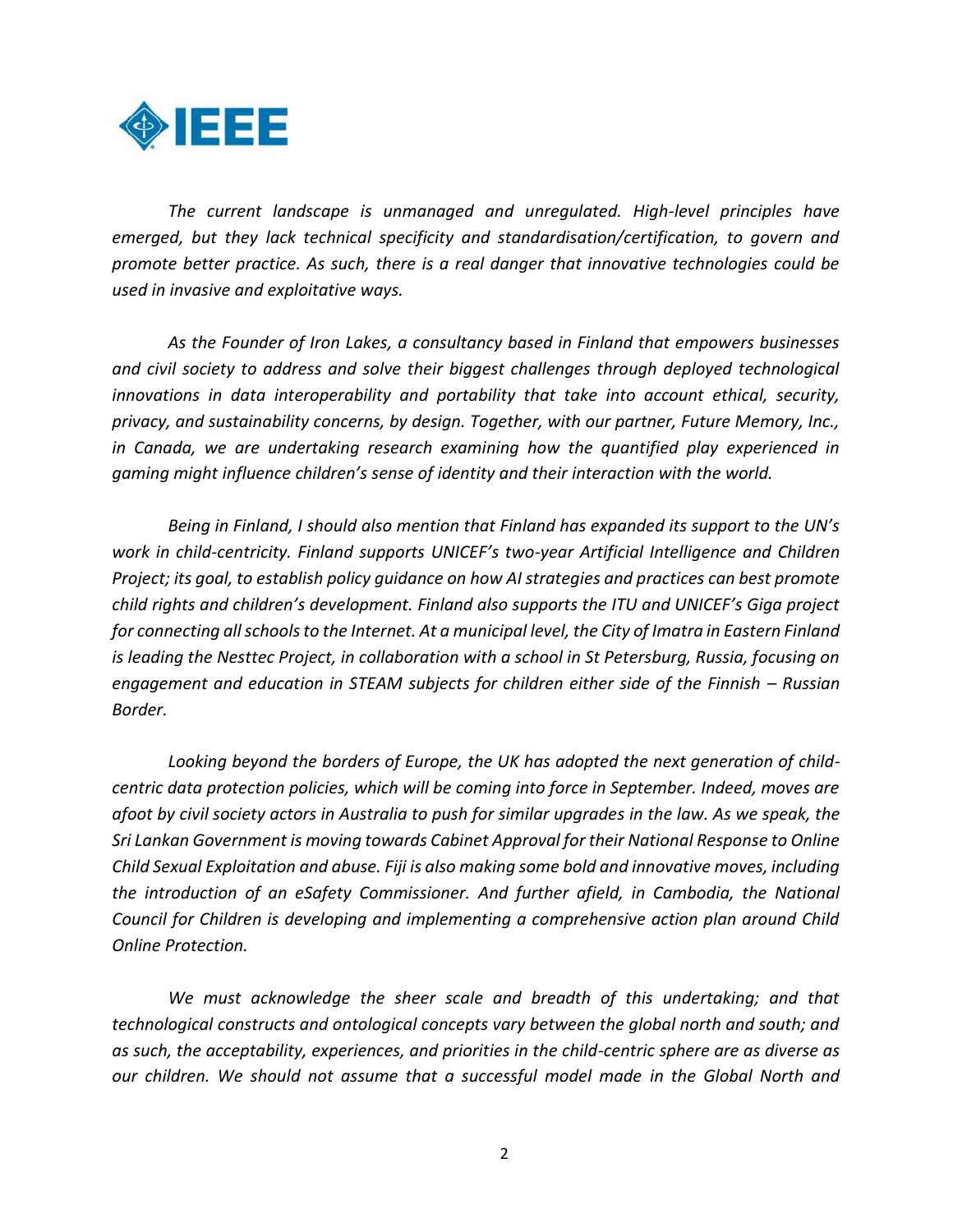*The current landscape is unmanaged and unregulated. High-level principles have emerged, but they lack technical specificity and standardisation/certification, to govern and promote better practice. As such, there is a real danger that innovative technologies could be used in invasive and exploitative ways.*

*As the Founder of Iron Lakes, a consultancy based in Finland that empowers businesses and civil society to address and solve their biggest challenges through deployed technological innovations in data interoperability and portability that take into account ethical, security, privacy, and sustainability concerns, by design. Together, with our partner, Future Memory, Inc., in Canada, we are undertaking research examining how the quantified play experienced in gaming might influence children's sense of identity and their interaction with the world.*

*Being in Finland, I should also mention that Finland has expanded its support to the UN's work in child-centricity. Finland supports UNICEF's two-year Artificial Intelligence and Children Project; its goal, to establish policy guidance on how AI strategies and practices can best promote child rights and children's development. Finland also supports the ITU and UNICEF's Giga project for connecting all schools to the Internet. At a municipal level, the City of Imatra in Eastern Finland is leading the Nesttec Project, in collaboration with a school in St Petersburg, Russia, focusing on engagement and education in STEAM subjects for children either side of the Finnish – Russian Border.*

*Looking beyond the borders of Europe, the UK has adopted the next generation of child-centric data protection policies, which will be coming into force in September. Indeed, moves are afoot by civil society actors in Australia to push for similar upgrades in the law. As we speak, the Sri Lankan Government is moving towards Cabinet Approval for their National Response to Online Child Sexual Exploitation and abuse. Fiji is also making some bold and innovative moves, including the introduction of an eSafety Commissioner. And further afield, in Cambodia, the National Council for Children is developing and implementing a comprehensive action plan around Child Online Protection.*

*We must acknowledge the sheer scale and breadth of this undertaking; and that technological constructs and ontological concepts vary between the global north and south; and as such, the acceptability, experiences, and priorities in the child-centric sphere are as diverse as our children. We should not assume that a successful model made in the Global North and*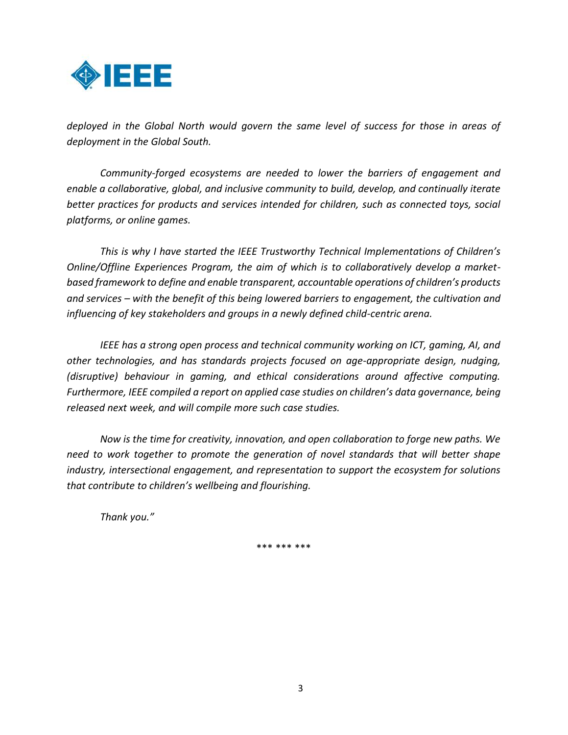*deployed in the Global North would govern the same level of success for those in areas of deployment in the Global South.*

*Community-forged ecosystems are needed to lower the barriers of engagement and enable a collaborative, global, and inclusive community to build, develop, and continually iterate better practices for products and services intended for children, such as connected toys, social platforms, or online games.*

*This is why I have started the IEEE Trustworthy Technical Implementations of Children's Online/Offline Experiences Program, the aim of which is to collaboratively develop a market-based framework to define and enable transparent, accountable operations of children's products and services – with the benefit of this being lowered barriers to engagement, the cultivation and influencing of key stakeholders and groups in a newly defined child-centric arena.*

*IEEE has a strong open process and technical community working on ICT, gaming, AI, and other technologies, and has standards projects focused on age-appropriate design, nudging, (disruptive) behaviour in gaming, and ethical considerations around affective computing. Furthermore, IEEE compiled a report on applied case studies on children's data governance, being released next week, and will compile more such case studies.*

*Now is the time for creativity, innovation, and open collaboration to forge new paths. We need to work together to promote the generation of novel standards that will better shape industry, intersectional engagement, and representation to support the ecosystem for solutions that contribute to children's wellbeing and flourishing.*

*Thank you."*

*** *** ***